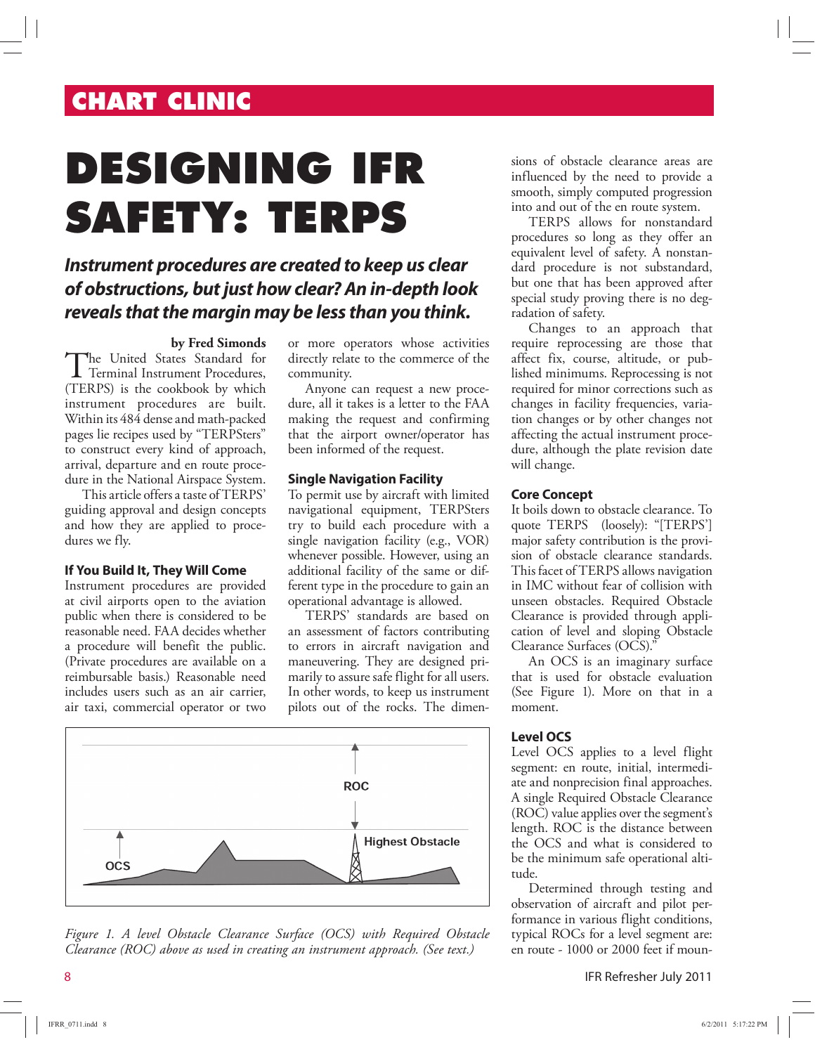CHART CLINIC

# DESIGNING IFR SAFETY: TERPS

***Instrument procedures are created to keep us clear of obstructions, but just how clear? An in-depth look reveals that the margin may be less than you think.***

**by Fred Simonds**

The United States Standard for Terminal Instrument Procedures, (TERPS) is the cookbook by which instrument procedures are built. Within its 484 dense and math-packed pages lie recipes used by "TERPSters" to construct every kind of approach, arrival, departure and en route procedure in the National Airspace System.

This article offers a taste of TERPS' guiding approval and design concepts and how they are applied to procedures we fly.

### If You Build It, They Will Come

Instrument procedures are provided at civil airports open to the aviation public when there is considered to be reasonable need. FAA decides whether a procedure will benefit the public. (Private procedures are available on a reimbursable basis.) Reasonable need includes users such as an air carrier, air taxi, commercial operator or two or more operators whose activities directly relate to the commerce of the community.

Anyone can request a new procedure, all it takes is a letter to the FAA making the request and confirming that the airport owner/operator has been informed of the request.

### Single Navigation Facility

To permit use by aircraft with limited navigational equipment, TERPSters try to build each procedure with a single navigation facility (e.g., VOR) whenever possible. However, using an additional facility of the same or different type in the procedure to gain an operational advantage is allowed.

TERPS' standards are based on an assessment of factors contributing to errors in aircraft navigation and maneuvering. They are designed primarily to assure safe flight for all users. In other words, to keep us instrument pilots out of the rocks. The dimensions of obstacle clearance areas are influenced by the need to provide a smooth, simply computed progression into and out of the en route system.

TERPS allows for nonstandard procedures so long as they offer an equivalent level of safety. A nonstandard procedure is not substandard, but one that has been approved after special study proving there is no degradation of safety.

Changes to an approach that require reprocessing are those that affect fix, course, altitude, or published minimums. Reprocessing is not required for minor corrections such as changes in facility frequencies, variation changes or by other changes not affecting the actual instrument procedure, although the plate revision date will change.

### Core Concept

It boils down to obstacle clearance. To quote TERPS (loosely): "[TERPS'] major safety contribution is the provision of obstacle clearance standards. This facet of TERPS allows navigation in IMC without fear of collision with unseen obstacles. Required Obstacle Clearance is provided through application of level and sloping Obstacle Clearance Surfaces (OCS)."

An OCS is an imaginary surface that is used for obstacle evaluation (See Figure 1). More on that in a moment.

*Figure 1. A level Obstacle Clearance Surface (OCS) with Required Obstacle Clearance (ROC) above as used in creating an instrument approach. (See text.)*

### Level OCS

Level OCS applies to a level flight segment: en route, initial, intermediate and nonprecision final approaches. A single Required Obstacle Clearance (ROC) value applies over the segment's length. ROC is the distance between the OCS and what is considered to be the minimum safe operational altitude.

Determined through testing and observation of aircraft and pilot performance in various flight conditions, typical ROCs for a level segment are: en route - 1000 or 2000 feet if moun-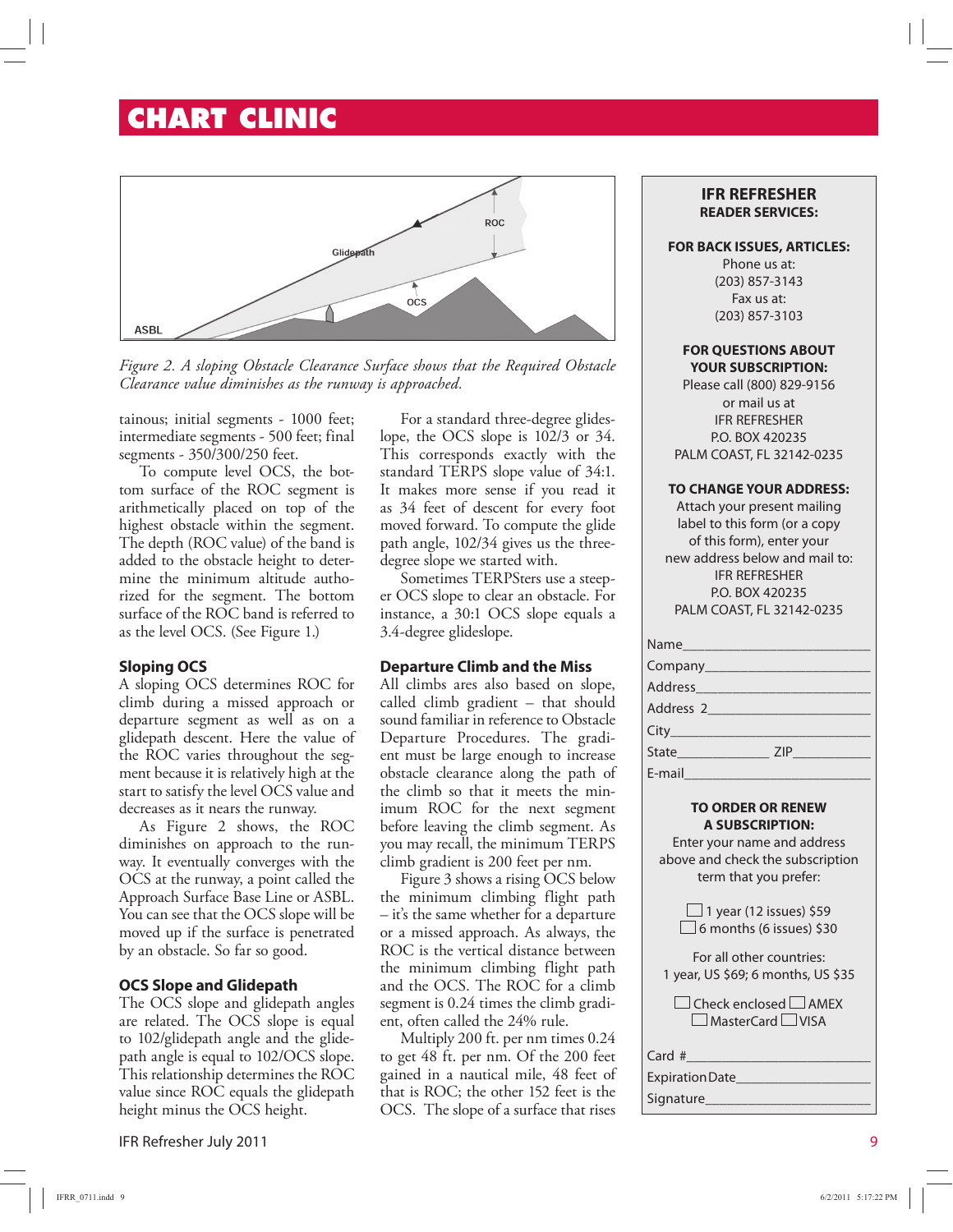# CHART CLINIC

*Figure 2. A sloping Obstacle Clearance Surface shows that the Required Obstacle Clearance value diminishes as the runway is approached.*

tainous; initial segments - 1000 feet; intermediate segments - 500 feet; final segments - 350/300/250 feet.

To compute level OCS, the bottom surface of the ROC segment is arithmetically placed on top of the highest obstacle within the segment. The depth (ROC value) of the band is added to the obstacle height to determine the minimum altitude authorized for the segment. The bottom surface of the ROC band is referred to as the level OCS. (See Figure 1.)

### Sloping OCS

A sloping OCS determines ROC for climb during a missed approach or departure segment as well as on a glidepath descent. Here the value of the ROC varies throughout the segment because it is relatively high at the start to satisfy the level OCS value and decreases as it nears the runway.

As Figure 2 shows, the ROC diminishes on approach to the runway. It eventually converges with the OCS at the runway, a point called the Approach Surface Base Line or ASBL. You can see that the OCS slope will be moved up if the surface is penetrated by an obstacle. So far so good.

### OCS Slope and Glidepath

The OCS slope and glidepath angles are related. The OCS slope is equal to 102/glidepath angle and the glidepath angle is equal to 102/OCS slope. This relationship determines the ROC value since ROC equals the glidepath height minus the OCS height.

For a standard three-degree glideslope, the OCS slope is 102/3 or 34. This corresponds exactly with the standard TERPS slope value of 34:1. It makes more sense if you read it as 34 feet of descent for every foot moved forward. To compute the glide path angle, 102/34 gives us the three-degree slope we started with.

Sometimes TERPSters use a steeper OCS slope to clear an obstacle. For instance, a 30:1 OCS slope equals a 3.4-degree glideslope.

### Departure Climb and the Miss

All climbs ares also based on slope, called climb gradient – that should sound familiar in reference to Obstacle Departure Procedures. The gradient must be large enough to increase obstacle clearance along the path of the climb so that it meets the minimum ROC for the next segment before leaving the climb segment. As you may recall, the minimum TERPS climb gradient is 200 feet per nm.

Figure 3 shows a rising OCS below the minimum climbing flight path – it's the same whether for a departure or a missed approach. As always, the ROC is the vertical distance between the minimum climbing flight path and the OCS. The ROC for a climb segment is 0.24 times the climb gradient, often called the 24% rule.

Multiply 200 ft. per nm times 0.24 to get 48 ft. per nm. Of the 200 feet gained in a nautical mile, 48 feet of that is ROC; the other 152 feet is the OCS. The slope of a surface that rises

---

**IFR REFRESHER**
**READER SERVICES:**

**FOR BACK ISSUES, ARTICLES:**
Phone us at:
(203) 857-3143
Fax us at:
(203) 857-3103

**FOR QUESTIONS ABOUT YOUR SUBSCRIPTION:**
Please call (800) 829-9156
or mail us at
IFR REFRESHER
P.O. BOX 420235
PALM COAST, FL 32142-0235

**TO CHANGE YOUR ADDRESS:**
Attach your present mailing label to this form (or a copy of this form), enter your new address below and mail to:
IFR REFRESHER
P.O. BOX 420235
PALM COAST, FL 32142-0235

Name\_\_\_\_\_\_\_\_\_\_\_\_\_\_\_\_\_\_\_\_
Company\_\_\_\_\_\_\_\_\_\_\_\_\_\_\_\_\_\_
Address\_\_\_\_\_\_\_\_\_\_\_\_\_\_\_\_\_\_\_
Address 2\_\_\_\_\_\_\_\_\_\_\_\_\_\_\_\_\_
City\_\_\_\_\_\_\_\_\_\_\_\_\_\_\_\_\_\_\_\_\_
State\_\_\_\_\_\_\_\_\_ ZIP\_\_\_\_\_\_\_\_
E-mail\_\_\_\_\_\_\_\_\_\_\_\_\_\_\_\_\_\_\_\_

**TO ORDER OR RENEW A SUBSCRIPTION:**
Enter your name and address above and check the subscription term that you prefer:

☐ 1 year (12 issues) $59
☐ 6 months (6 issues) $30

For all other countries:
1 year, US $69; 6 months, US $35

☐ Check enclosed ☐ AMEX
☐ MasterCard ☐ VISA

Card #\_\_\_\_\_\_\_\_\_\_\_\_\_\_\_\_\_\_\_\_
Expiration Date\_\_\_\_\_\_\_\_\_\_\_\_\_\_
Signature\_\_\_\_\_\_\_\_\_\_\_\_\_\_\_\_\_\_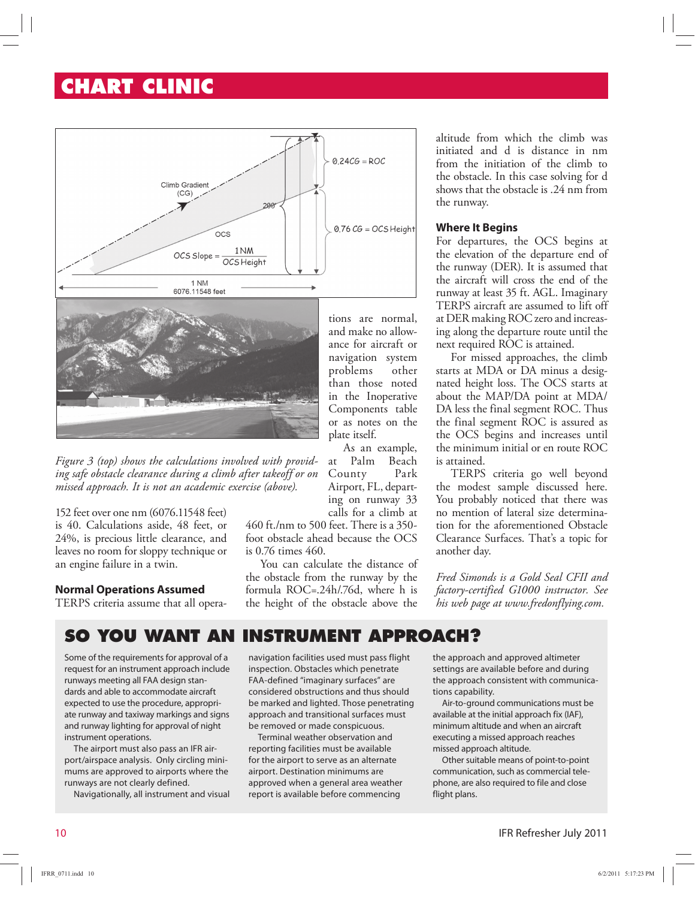## CHART CLINIC

0.24CG = ROC

Climb Gradient (CG)

200'

0.76 CG = OCS Height

OCS

$$\text{OCS Slope} = \frac{1\text{NM}}{\text{OCS Height}}$$

1 NM
6076.11548 feet

*Figure 3 (top) shows the calculations involved with providing safe obstacle clearance during a climb after takeoff or on missed approach. It is not an academic exercise (above).*

152 feet over one nm (6076.11548 feet) is 40. Calculations aside, 48 feet, or 24%, is precious little clearance, and leaves no room for sloppy technique or an engine failure in a twin.

### Normal Operations Assumed

TERPS criteria assume that all operations are normal, and make no allowance for aircraft or navigation system problems other than those noted in the Inoperative Components table or as notes on the plate itself.

As an example, at Palm Beach County Park Airport, FL, departing on runway 33 calls for a climb at 460 ft./nm to 500 feet. There is a 350-foot obstacle ahead because the OCS is 0.76 times 460.

You can calculate the distance of the obstacle from the runway by the formula ROC=.24h/.76d, where h is the height of the obstacle above the altitude from which the climb was initiated and d is distance in nm from the initiation of the climb to the obstacle. In this case solving for d shows that the obstacle is .24 nm from the runway.

### Where It Begins

For departures, the OCS begins at the elevation of the departure end of the runway (DER). It is assumed that the aircraft will cross the end of the runway at least 35 ft. AGL. Imaginary TERPS aircraft are assumed to lift off at DER making ROC zero and increasing along the departure route until the next required ROC is attained.

For missed approaches, the climb starts at MDA or DA minus a designated height loss. The OCS starts at about the MAP/DA point at MDA/DA less the final segment ROC. Thus the final segment ROC is assured as the OCS begins and increases until the minimum initial or en route ROC is attained.

TERPS criteria go well beyond the modest sample discussed here. You probably noticed that there was no mention of lateral size determination for the aforementioned Obstacle Clearance Surfaces. That's a topic for another day.

*Fred Simonds is a Gold Seal CFII and factory-certified G1000 instructor. See his web page at www.fredonflying.com.*

## SO YOU WANT AN INSTRUMENT APPROACH?

Some of the requirements for approval of a request for an instrument approach include runways meeting all FAA design standards and able to accommodate aircraft expected to use the procedure, appropriate runway and taxiway markings and signs and runway lighting for approval of night instrument operations.

The airport must also pass an IFR airport/airspace analysis. Only circling minimums are approved to airports where the runways are not clearly defined.

Navigationally, all instrument and visual navigation facilities used must pass flight inspection. Obstacles which penetrate FAA-defined "imaginary surfaces" are considered obstructions and thus should be marked and lighted. Those penetrating approach and transitional surfaces must be removed or made conspicuous.

Terminal weather observation and reporting facilities must be available for the airport to serve as an alternate airport. Destination minimums are approved when a general area weather report is available before commencing the approach and approved altimeter settings are available before and during the approach consistent with communications capability.

Air-to-ground communications must be available at the initial approach fix (IAF), minimum altitude and when an aircraft executing a missed approach reaches missed approach altitude.

Other suitable means of point-to-point communication, such as commercial telephone, are also required to file and close flight plans.